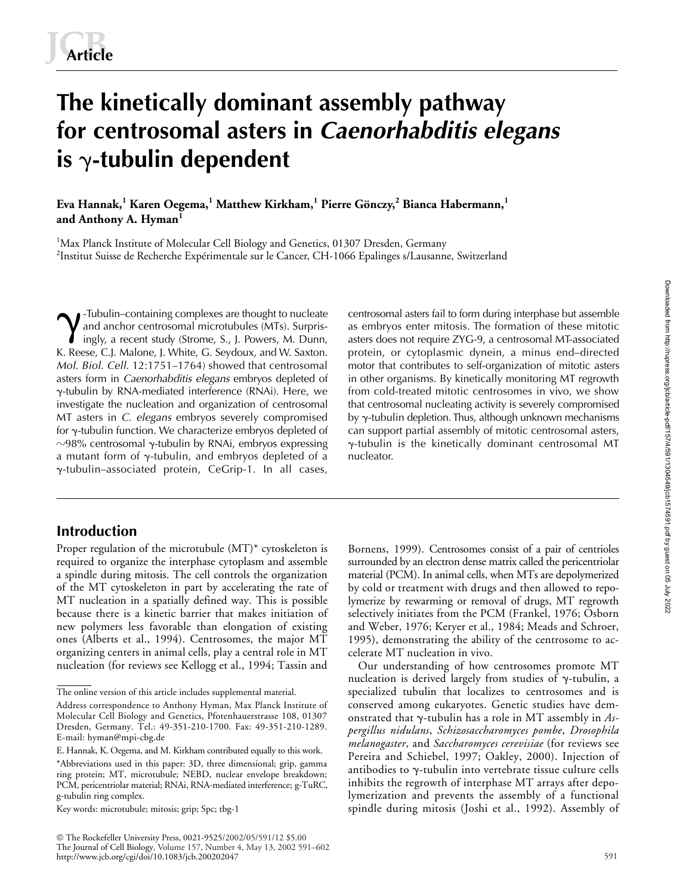Article

# The kinetically dominant assembly pathway for centrosomal asters in *Caenorhabditis elegans* is γ-tubulin dependent

**Eva Hannak,[1] Karen Oegema,[1] Matthew Kirkham,[1] Pierre Gönczy,[2] Bianca Habermann,[1] and Anthony A. Hyman[1]**

[1]Max Planck Institute of Molecular Cell Biology and Genetics, 01307 Dresden, Germany
[2]Institut Suisse de Recherche Expérimentale sur le Cancer, CH-1066 Epalinges s/Lausanne, Switzerland

γ-Tubulin–containing complexes are thought to nucleate and anchor centrosomal microtubules (MTs). Surprisingly, a recent study (Strome, S., J. Powers, M. Dunn, K. Reese, C.J. Malone, J. White, G. Seydoux, and W. Saxton. *Mol. Biol. Cell.* 12:1751–1764) showed that centrosomal asters form in *Caenorhabditis elegans* embryos depleted of γ-tubulin by RNA-mediated interference (RNAi). Here, we investigate the nucleation and organization of centrosomal MT asters in *C. elegans* embryos severely compromised for γ-tubulin function. We characterize embryos depleted of ~98% centrosomal γ-tubulin by RNAi, embryos expressing a mutant form of γ-tubulin, and embryos depleted of a γ-tubulin–associated protein, CeGrip-1. In all cases, centrosomal asters fail to form during interphase but assemble as embryos enter mitosis. The formation of these mitotic asters does not require ZYG-9, a centrosomal MT-associated protein, or cytoplasmic dynein, a minus end–directed motor that contributes to self-organization of mitotic asters in other organisms. By kinetically monitoring MT regrowth from cold-treated mitotic centrosomes in vivo, we show that centrosomal nucleating activity is severely compromised by γ-tubulin depletion. Thus, although unknown mechanisms can support partial assembly of mitotic centrosomal asters, γ-tubulin is the kinetically dominant centrosomal MT nucleator.

## Introduction

Proper regulation of the microtubule (MT)* cytoskeleton is required to organize the interphase cytoplasm and assemble a spindle during mitosis. The cell controls the organization of the MT cytoskeleton in part by accelerating the rate of MT nucleation in a spatially defined way. This is possible because there is a kinetic barrier that makes initiation of new polymers less favorable than elongation of existing ones (Alberts et al., 1994). Centrosomes, the major MT organizing centers in animal cells, play a central role in MT nucleation (for reviews see Kellogg et al., 1994; Tassin and Bornens, 1999). Centrosomes consist of a pair of centrioles surrounded by an electron dense matrix called the pericentriolar material (PCM). In animal cells, when MTs are depolymerized by cold or treatment with drugs and then allowed to repolymerize by rewarming or removal of drugs, MT regrowth selectively initiates from the PCM (Frankel, 1976; Osborn and Weber, 1976; Keryer et al., 1984; Meads and Schroer, 1995), demonstrating the ability of the centrosome to accelerate MT nucleation in vivo.

Our understanding of how centrosomes promote MT nucleation is derived largely from studies of γ-tubulin, a specialized tubulin that localizes to centrosomes and is conserved among eukaryotes. Genetic studies have demonstrated that γ-tubulin has a role in MT assembly in *Aspergillus nidulans*, *Schizosaccharomyces pombe*, *Drosophila melanogaster*, and *Saccharomyces cerevisiae* (for reviews see Pereira and Schiebel, 1997; Oakley, 2000). Injection of antibodies to γ-tubulin into vertebrate tissue culture cells inhibits the regrowth of interphase MT arrays after depolymerization and prevents the assembly of a functional spindle during mitosis (Joshi et al., 1992). Assembly of

The online version of this article includes supplemental material.

Address correspondence to Anthony Hyman, Max Planck Institute of Molecular Cell Biology and Genetics, Pfotenhauerstrasse 108, 01307 Dresden, Germany. Tel.: 49-351-210-1700. Fax: 49-351-210-1289. E-mail: hyman@mpi-cbg.de

E. Hannak, K. Oegema, and M. Kirkham contributed equally to this work.

*Abbreviations used in this paper: 3D, three dimensional; grip, gamma ring protein; MT, microtubule; NEBD, nuclear envelope breakdown; PCM, pericentriolar material; RNAi, RNA-mediated interference; g-TuRC, g-tubulin ring complex.

Key words: microtubule; mitosis; grip; Spc; tbg-1

© The Rockefeller University Press, 0021-9525/2002/05/591/12 $5.00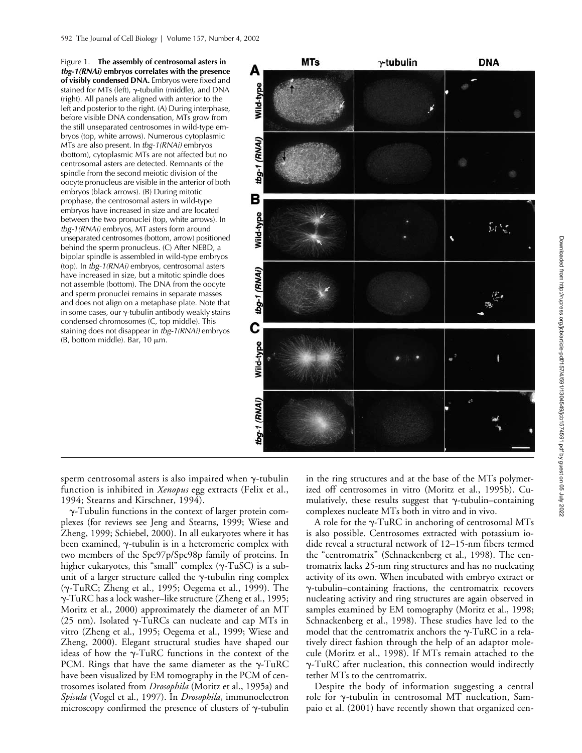Figure 1. **The assembly of centrosomal asters in *tbg-1(RNAi)* embryos correlates with the presence of visibly condensed DNA.** Embryos were fixed and stained for MTs (left), γ-tubulin (middle), and DNA (right). All panels are aligned with anterior to the left and posterior to the right. (A) During interphase, before visible DNA condensation, MTs grow from the still unseparated centrosomes in wild-type embryos (top, white arrows). Numerous cytoplasmic MTs are also present. In *tbg-1(RNAi)* embryos (bottom), cytoplasmic MTs are not affected but no centrosomal asters are detected. Remnants of the spindle from the second meiotic division of the oocyte pronucleus are visible in the anterior of both embryos (black arrows). (B) During mitotic prophase, the centrosomal asters in wild-type embryos have increased in size and are located between the two pronuclei (top, white arrows). In *tbg-1(RNAi)* embryos, MT asters form around unseparated centrosomes (bottom, arrow) positioned behind the sperm pronucleus. (C) After NEBD, a bipolar spindle is assembled in wild-type embryos (top). In *tbg-1(RNAi)* embryos, centrosomal asters have increased in size, but a mitotic spindle does not assemble (bottom). The DNA from the oocyte and sperm pronuclei remains in separate masses and does not align on a metaphase plate. Note that in some cases, our γ-tubulin antibody weakly stains condensed chromosomes (C, top middle). This staining does not disappear in *tbg-1(RNAi)* embryos (B, bottom middle). Bar, 10 μm.

sperm centrosomal asters is also impaired when γ-tubulin function is inhibited in *Xenopus* egg extracts (Felix et al., 1994; Stearns and Kirschner, 1994).

γ-Tubulin functions in the context of larger protein complexes (for reviews see Jeng and Stearns, 1999; Wiese and Zheng, 1999; Schiebel, 2000). In all eukaryotes where it has been examined, γ-tubulin is in a heteromeric complex with two members of the Spc97p/Spc98p family of proteins. In higher eukaryotes, this "small" complex (γ-TuSC) is a subunit of a larger structure called the γ-tubulin ring complex (γ-TuRC; Zheng et al., 1995; Oegema et al., 1999). The γ-TuRC has a lock washer–like structure (Zheng et al., 1995; Moritz et al., 2000) approximately the diameter of an MT (25 nm). Isolated γ-TuRCs can nucleate and cap MTs in vitro (Zheng et al., 1995; Oegema et al., 1999; Wiese and Zheng, 2000). Elegant structural studies have shaped our ideas of how the γ-TuRC functions in the context of the PCM. Rings that have the same diameter as the γ-TuRC have been visualized by EM tomography in the PCM of centrosomes isolated from *Drosophila* (Moritz et al., 1995a) and *Spisula* (Vogel et al., 1997). In *Drosophila*, immunoelectron microscopy confirmed the presence of clusters of γ-tubulin in the ring structures and at the base of the MTs polymerized off centrosomes in vitro (Moritz et al., 1995b). Cumulatively, these results suggest that γ-tubulin–containing complexes nucleate MTs both in vitro and in vivo.

A role for the γ-TuRC in anchoring of centrosomal MTs is also possible. Centrosomes extracted with potassium iodide reveal a structural network of 12–15-nm fibers termed the "centromatrix" (Schnackenberg et al., 1998). The centromatrix lacks 25-nm ring structures and has no nucleating activity of its own. When incubated with embryo extract or γ-tubulin–containing fractions, the centromatrix recovers nucleating activity and ring structures are again observed in samples examined by EM tomography (Moritz et al., 1998; Schnackenberg et al., 1998). These studies have led to the model that the centromatrix anchors the γ-TuRC in a relatively direct fashion through the help of an adaptor molecule (Moritz et al., 1998). If MTs remain attached to the γ-TuRC after nucleation, this connection would indirectly tether MTs to the centromatrix.

Despite the body of information suggesting a central role for γ-tubulin in centrosomal MT nucleation, Sampaio et al. (2001) have recently shown that organized cen-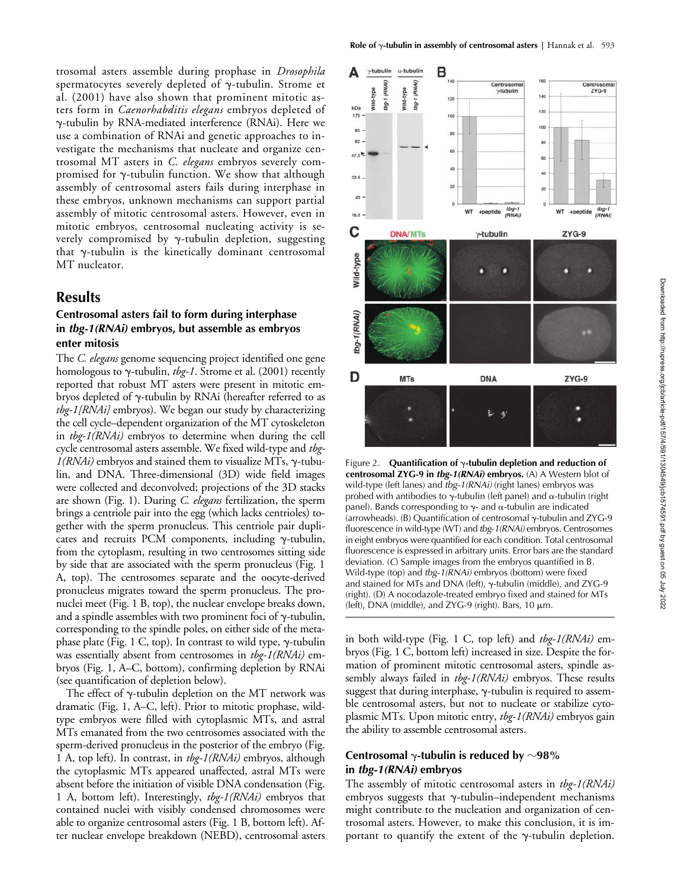trosomal asters assemble during prophase in *Drosophila* spermatocytes severely depleted of γ-tubulin. Strome et al. (2001) have also shown that prominent mitotic asters form in *Caenorhabditis elegans* embryos depleted of γ-tubulin by RNA-mediated interference (RNAi). Here we use a combination of RNAi and genetic approaches to investigate the mechanisms that nucleate and organize centrosomal MT asters in *C. elegans* embryos severely compromised for γ-tubulin function. We show that although assembly of centrosomal asters fails during interphase in these embryos, unknown mechanisms can support partial assembly of mitotic centrosomal asters. However, even in mitotic embryos, centrosomal nucleating activity is severely compromised by γ-tubulin depletion, suggesting that γ-tubulin is the kinetically dominant centrosomal MT nucleator.

## Results

### Centrosomal asters fail to form during interphase in *tbg-1(RNAi)* embryos, but assemble as embryos enter mitosis

The *C. elegans* genome sequencing project identified one gene homologous to γ-tubulin, *tbg-1*. Strome et al. (2001) recently reported that robust MT asters were present in mitotic embryos depleted of γ-tubulin by RNAi (hereafter referred to as *tbg-1[RNAi]* embryos). We began our study by characterizing the cell cycle–dependent organization of the MT cytoskeleton in *tbg-1(RNAi)* embryos to determine when during the cell cycle centrosomal asters assemble. We fixed wild-type and *tbg-1(RNAi)* embryos and stained them to visualize MTs, γ-tubulin, and DNA. Three-dimensional (3D) wide field images were collected and deconvolved; projections of the 3D stacks are shown (Fig. 1). During *C. elegans* fertilization, the sperm brings a centriole pair into the egg (which lacks centrioles) together with the sperm pronucleus. This centriole pair duplicates and recruits PCM components, including γ-tubulin, from the cytoplasm, resulting in two centrosomes sitting side by side that are associated with the sperm pronucleus (Fig. 1 A, top). The centrosomes separate and the oocyte-derived pronucleus migrates toward the sperm pronucleus. The pronuclei meet (Fig. 1 B, top), the nuclear envelope breaks down, and a spindle assembles with two prominent foci of γ-tubulin, corresponding to the spindle poles, on either side of the metaphase plate (Fig. 1 C, top). In contrast to wild type, γ-tubulin was essentially absent from centrosomes in *tbg-1(RNAi)* embryos (Fig. 1, A–C, bottom), confirming depletion by RNAi (see quantification of depletion below).

The effect of γ-tubulin depletion on the MT network was dramatic (Fig. 1, A–C, left). Prior to mitotic prophase, wild-type embryos were filled with cytoplasmic MTs, and astral MTs emanated from the two centrosomes associated with the sperm-derived pronucleus in the posterior of the embryo (Fig. 1 A, top left). In contrast, in *tbg-1(RNAi)* embryos, although the cytoplasmic MTs appeared unaffected, astral MTs were absent before the initiation of visible DNA condensation (Fig. 1 A, bottom left). Interestingly, *tbg-1(RNAi)* embryos that contained nuclei with visibly condensed chromosomes were able to organize centrosomal asters (Fig. 1 B, bottom left). After nuclear envelope breakdown (NEBD), centrosomal asters in both wild-type (Fig. 1 C, top left) and *tbg-1(RNAi)* embryos (Fig. 1 C, bottom left) increased in size. Despite the formation of prominent mitotic centrosomal asters, spindle assembly always failed in *tbg-1(RNAi)* embryos. These results suggest that during interphase, γ-tubulin is required to assemble centrosomal asters, but not to nucleate or stabilize cytoplasmic MTs. Upon mitotic entry, *tbg-1(RNAi)* embryos gain the ability to assemble centrosomal asters.

Figure 2. **Quantification of γ-tubulin depletion and reduction of centrosomal ZYG-9 in *tbg-1(RNAi)* embryos.** (A) A Western blot of wild-type (left lanes) and *tbg-1(RNAi)* (right lanes) embryos was probed with antibodies to γ-tubulin (left panel) and α-tubulin (right panel). Bands corresponding to γ- and α-tubulin are indicated (arrowheads). (B) Quantification of centrosomal γ-tubulin and ZYG-9 fluorescence in wild-type (WT) and *tbg-1(RNAi)* embryos. Centrosomes in eight embryos were quantified for each condition. Total centrosomal fluorescence is expressed in arbitrary units. Error bars are the standard deviation. (C) Sample images from the embryos quantified in B. Wild-type (top) and *tbg-1(RNAi)* embryos (bottom) were fixed and stained for MTs and DNA (left), γ-tubulin (middle), and ZYG-9 (right). (D) A nocodazole-treated embryo fixed and stained for MTs (left), DNA (middle), and ZYG-9 (right). Bars, 10 μm.

### Centrosomal γ-tubulin is reduced by ~98% in *tbg-1(RNAi)* embryos

The assembly of mitotic centrosomal asters in *tbg-1(RNAi)* embryos suggests that γ-tubulin–independent mechanisms might contribute to the nucleation and organization of centrosomal asters. However, to make this conclusion, it is important to quantify the extent of the γ-tubulin depletion.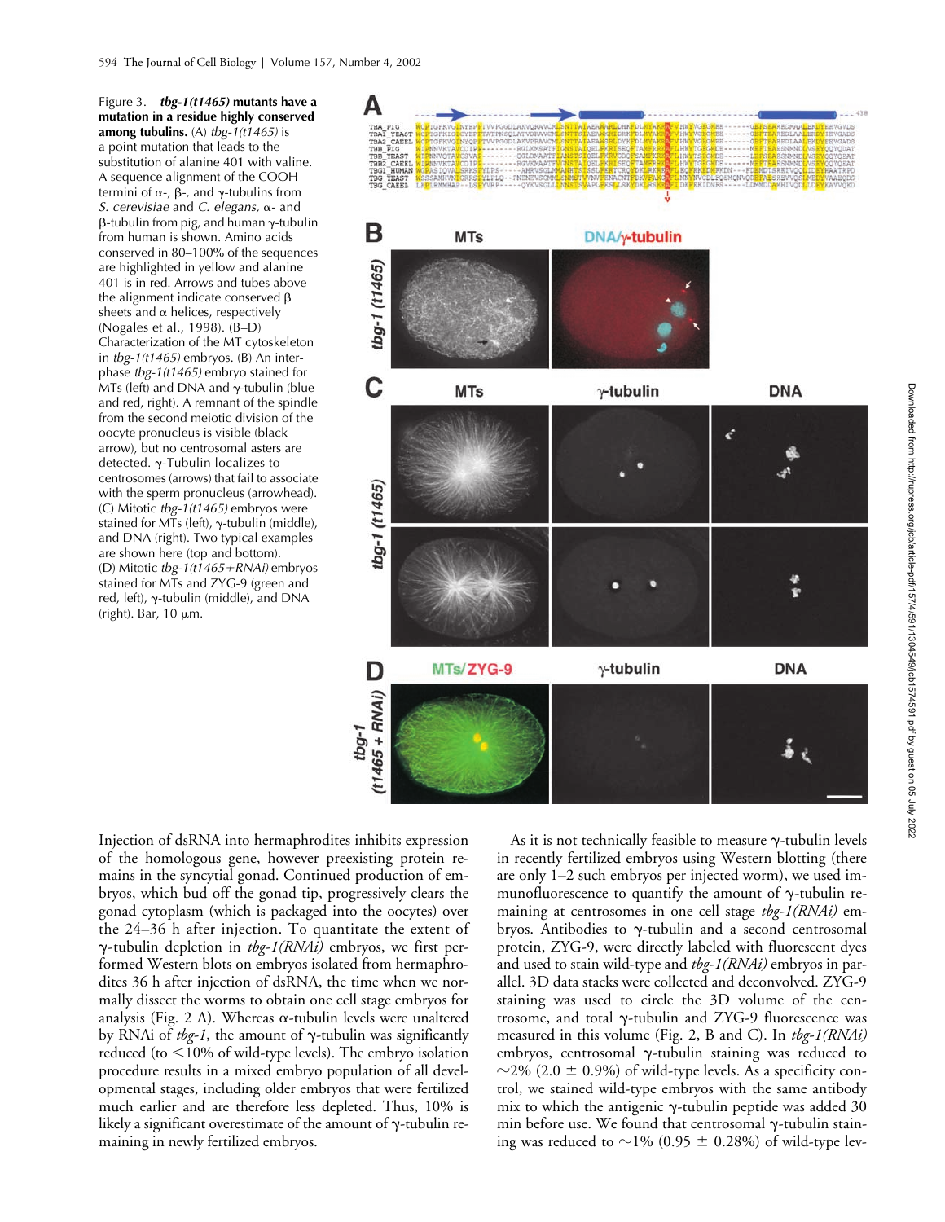Figure 3. ***tbg-1(t1465)* mutants have a mutation in a residue highly conserved among tubulins.** (A) *tbg-1(t1465)* is a point mutation that leads to the substitution of alanine 401 with valine. A sequence alignment of the COOH termini of α-, β-, and γ-tubulins from *S. cerevisiae* and *C. elegans,* α- and β-tubulin from pig, and human γ-tubulin from human is shown. Amino acids conserved in 80–100% of the sequences are highlighted in yellow and alanine 401 is in red. Arrows and tubes above the alignment indicate conserved β sheets and α helices, respectively (Nogales et al., 1998). (B–D) Characterization of the MT cytoskeleton in *tbg-1(t1465)* embryos. (B) An interphase *tbg-1(t1465)* embryo stained for MTs (left) and DNA and γ-tubulin (blue and red, right). A remnant of the spindle from the second meiotic division of the oocyte pronucleus is visible (black arrow), but no centrosomal asters are detected. γ-Tubulin localizes to centrosomes (arrows) that fail to associate with the sperm pronucleus (arrowhead). (C) Mitotic *tbg-1(t1465)* embryos were stained for MTs (left), γ-tubulin (middle), and DNA (right). Two typical examples are shown here (top and bottom). (D) Mitotic *tbg-1(t1465+RNAi)* embryos stained for MTs and ZYG-9 (green and red, left), γ-tubulin (middle), and DNA (right). Bar, 10 μm.

Injection of dsRNA into hermaphrodites inhibits expression of the homologous gene, however preexisting protein remains in the syncytial gonad. Continued production of embryos, which bud off the gonad tip, progressively clears the gonad cytoplasm (which is packaged into the oocytes) over the 24–36 h after injection. To quantitate the extent of γ-tubulin depletion in *tbg-1(RNAi)* embryos, we first performed Western blots on embryos isolated from hermaphrodites 36 h after injection of dsRNA, the time when we normally dissect the worms to obtain one cell stage embryos for analysis (Fig. 2 A). Whereas α-tubulin levels were unaltered by RNAi of *tbg-1*, the amount of γ-tubulin was significantly reduced (to <10% of wild-type levels). The embryo isolation procedure results in a mixed embryo population of all developmental stages, including older embryos that were fertilized much earlier and are therefore less depleted. Thus, 10% is likely a significant overestimate of the amount of γ-tubulin remaining in newly fertilized embryos.

As it is not technically feasible to measure γ-tubulin levels in recently fertilized embryos using Western blotting (there are only 1–2 such embryos per injected worm), we used immunofluorescence to quantify the amount of γ-tubulin remaining at centrosomes in one cell stage *tbg-1(RNAi)* embryos. Antibodies to γ-tubulin and a second centrosomal protein, ZYG-9, were directly labeled with fluorescent dyes and used to stain wild-type and *tbg-1(RNAi)* embryos in parallel. 3D data stacks were collected and deconvolved. ZYG-9 staining was used to circle the 3D volume of the centrosome, and total γ-tubulin and ZYG-9 fluorescence was measured in this volume (Fig. 2, B and C). In *tbg-1(RNAi)* embryos, centrosomal γ-tubulin staining was reduced to ~2% (2.0 ± 0.9%) of wild-type levels. As a specificity control, we stained wild-type embryos with the same antibody mix to which the antigenic γ-tubulin peptide was added 30 min before use. We found that centrosomal γ-tubulin staining was reduced to ~1% (0.95 ± 0.28%) of wild-type lev-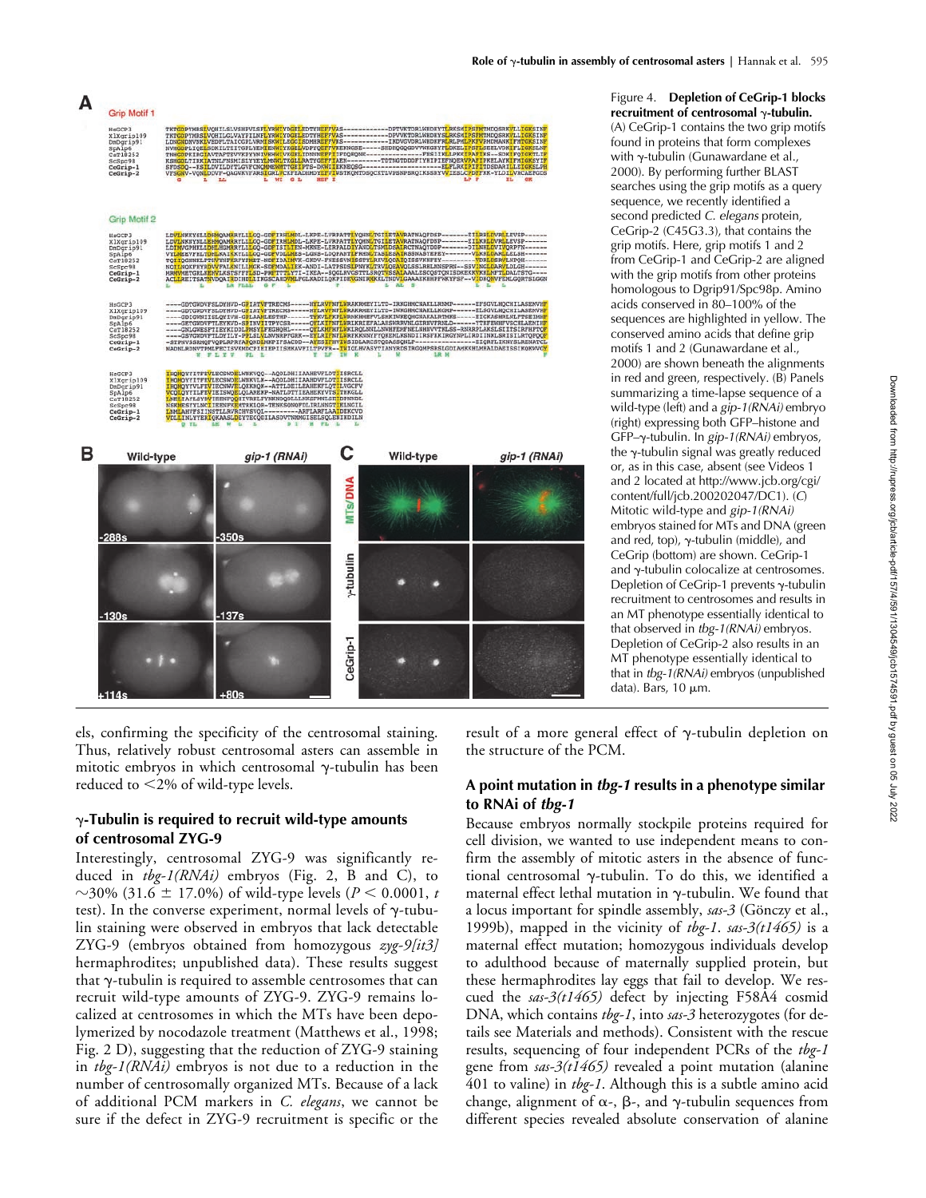Figure 4. **Depletion of CeGrip-1 blocks recruitment of centrosomal γ-tubulin.** (A) CeGrip-1 contains the two grip motifs found in proteins that form complexes with γ-tubulin (Gunawardane et al., 2000). By performing further BLAST searches using the grip motifs as a query sequence, we recently identified a second predicted *C. elegans* protein, CeGrip-2 (C45G3.3), that contains the grip motifs. Here, grip motifs 1 and 2 from CeGrip-1 and CeGrip-2 are aligned with the grip motifs from other proteins homologous to Dgrip91/Spc98p. Amino acids conserved in 80–100% of the sequences are highlighted in yellow. The conserved amino acids that define grip motifs 1 and 2 (Gunawardane et al., 2000) are shown beneath the alignments in red and green, respectively. (B) Panels summarizing a time-lapse sequence of a wild-type (left) and a *gip-1(RNAi)* embryo (right) expressing both GFP–histone and GFP–γ-tubulin. In *gip-1(RNAi)* embryos, the γ-tubulin signal was greatly reduced or, as in this case, absent (see Videos 1 and 2 located at http://www.jcb.org/cgi/content/full/jcb.200202047/DC1). (C) Mitotic wild-type and *gip-1(RNAi)* embryos stained for MTs and DNA (green and red, top), γ-tubulin (middle), and CeGrip (bottom) are shown. CeGrip-1 and γ-tubulin colocalize at centrosomes. Depletion of CeGrip-1 prevents γ-tubulin recruitment to centrosomes and results in an MT phenotype essentially identical to that observed in *tbg-1(RNAi)* embryos. Depletion of CeGrip-2 also results in an MT phenotype essentially identical to that in *tbg-1(RNAi)* embryos (unpublished data). Bars, 10 μm.

els, confirming the specificity of the centrosomal staining. Thus, relatively robust centrosomal asters can assemble in mitotic embryos in which centrosomal γ-tubulin has been reduced to <2% of wild-type levels.

## γ-Tubulin is required to recruit wild-type amounts of centrosomal ZYG-9

Interestingly, centrosomal ZYG-9 was significantly reduced in *tbg-1(RNAi)* embryos (Fig. 2, B and C), to ~30% (31.6 ± 17.0%) of wild-type levels ($P < 0.0001$, *t* test). In the converse experiment, normal levels of γ-tubulin staining were observed in embryos that lack detectable ZYG-9 (embryos obtained from homozygous *zyg-9[it3]* hermaphrodites; unpublished data). These results suggest that γ-tubulin is required to assemble centrosomes that can recruit wild-type amounts of ZYG-9. ZYG-9 remains localized at centrosomes in which the MTs have been depolymerized by nocodazole treatment (Matthews et al., 1998; Fig. 2 D), suggesting that the reduction of ZYG-9 staining in *tbg-1(RNAi)* embryos is not due to a reduction in the number of centrosomally organized MTs. Because of a lack of additional PCM markers in *C. elegans*, we cannot be sure if the defect in ZYG-9 recruitment is specific or the result of a more general effect of γ-tubulin depletion on the structure of the PCM.

## A point mutation in *tbg-1* results in a phenotype similar to RNAi of *tbg-1*

Because embryos normally stockpile proteins required for cell division, we wanted to use independent means to confirm the assembly of mitotic asters in the absence of functional centrosomal γ-tubulin. To do this, we identified a maternal effect lethal mutation in γ-tubulin. We found that a locus important for spindle assembly, *sas-3* (Gönczy et al., 1999b), mapped in the vicinity of *tbg-1*. *sas-3(t1465)* is a maternal effect mutation; homozygous individuals develop to adulthood because of maternally supplied protein, but these hermaphrodites lay eggs that fail to develop. We rescued the *sas-3(t1465)* defect by injecting F58A4 cosmid DNA, which contains *tbg-1*, into *sas-3* heterozygotes (for details see Materials and methods). Consistent with the rescue results, sequencing of four independent PCRs of the *tbg-1* gene from *sas-3(t1465)* revealed a point mutation (alanine 401 to valine) in *tbg-1*. Although this is a subtle amino acid change, alignment of α-, β-, and γ-tubulin sequences from different species revealed absolute conservation of alanine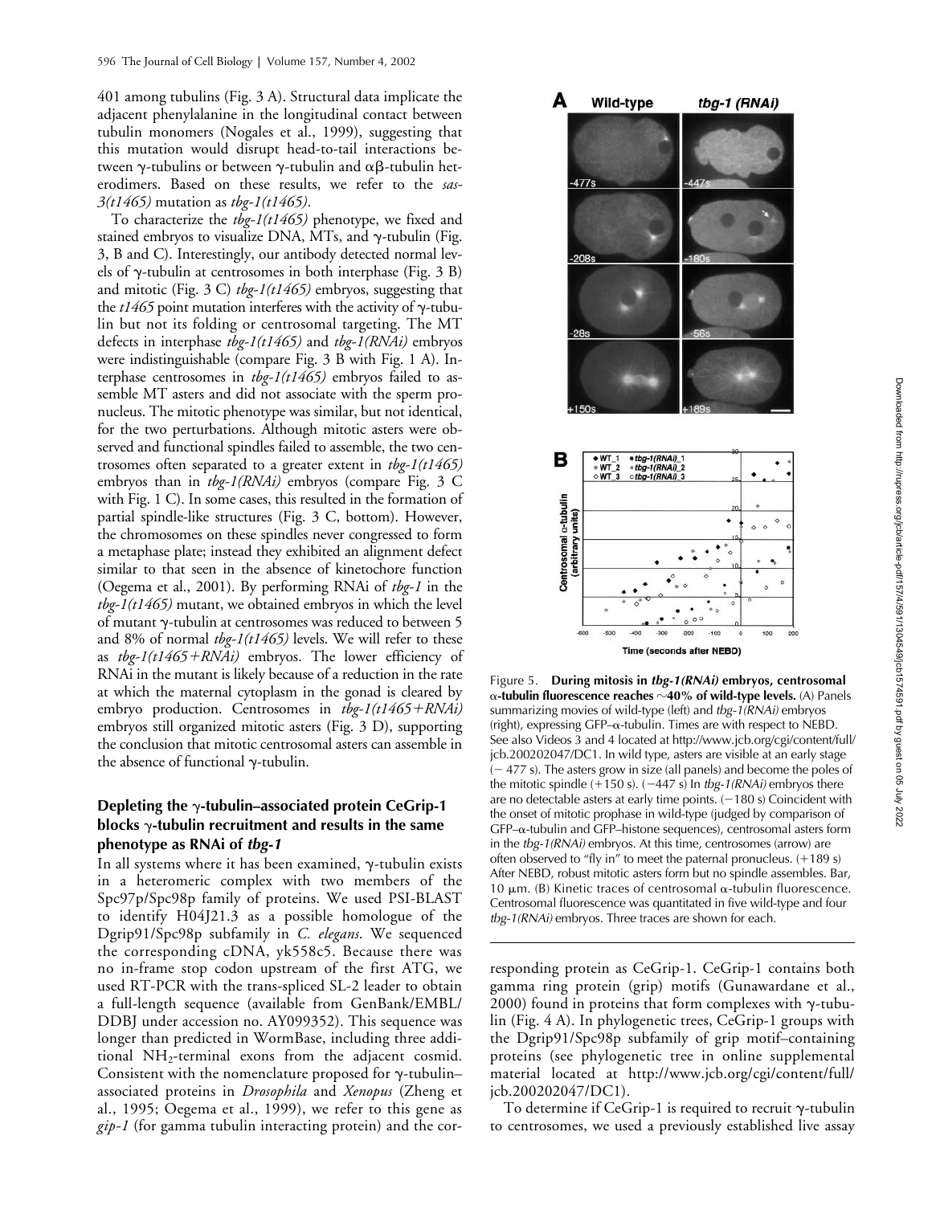401 among tubulins (Fig. 3 A). Structural data implicate the adjacent phenylalanine in the longitudinal contact between tubulin monomers (Nogales et al., 1999), suggesting that this mutation would disrupt head-to-tail interactions between γ-tubulins or between γ-tubulin and αβ-tubulin heterodimers. Based on these results, we refer to the *sas-3(t1465)* mutation as *tbg-1(t1465)*.

To characterize the *tbg-1(t1465)* phenotype, we fixed and stained embryos to visualize DNA, MTs, and γ-tubulin (Fig. 3, B and C). Interestingly, our antibody detected normal levels of γ-tubulin at centrosomes in both interphase (Fig. 3 B) and mitotic (Fig. 3 C) *tbg-1(t1465)* embryos, suggesting that the *t1465* point mutation interferes with the activity of γ-tubulin but not its folding or centrosomal targeting. The MT defects in interphase *tbg-1(t1465)* and *tbg-1(RNAi)* embryos were indistinguishable (compare Fig. 3 B with Fig. 1 A). Interphase centrosomes in *tbg-1(t1465)* embryos failed to assemble MT asters and did not associate with the sperm pronucleus. The mitotic phenotype was similar, but not identical, for the two perturbations. Although mitotic asters were observed and functional spindles failed to assemble, the two centrosomes often separated to a greater extent in *tbg-1(t1465)* embryos than in *tbg-1(RNAi)* embryos (compare Fig. 3 C with Fig. 1 C). In some cases, this resulted in the formation of partial spindle-like structures (Fig. 3 C, bottom). However, the chromosomes on these spindles never congressed to form a metaphase plate; instead they exhibited an alignment defect similar to that seen in the absence of kinetochore function (Oegema et al., 2001). By performing RNAi of *tbg-1* in the *tbg-1(t1465)* mutant, we obtained embryos in which the level of mutant γ-tubulin at centrosomes was reduced to between 5 and 8% of normal *tbg-1(t1465)* levels. We will refer to these as *tbg-1(t1465+RNAi)* embryos. The lower efficiency of RNAi in the mutant is likely because of a reduction in the rate at which the maternal cytoplasm in the gonad is cleared by embryo production. Centrosomes in *tbg-1(t1465+RNAi)* embryos still organized mitotic asters (Fig. 3 D), supporting the conclusion that mitotic centrosomal asters can assemble in the absence of functional γ-tubulin.

### Depleting the γ-tubulin–associated protein CeGrip-1 blocks γ-tubulin recruitment and results in the same phenotype as RNAi of *tbg-1*

In all systems where it has been examined, γ-tubulin exists in a heteromeric complex with two members of the Spc97p/Spc98p family of proteins. We used PSI-BLAST to identify H04J21.3 as a possible homologue of the Dgrip91/Spc98p subfamily in *C. elegans*. We sequenced the corresponding cDNA, yk558c5. Because there was no in-frame stop codon upstream of the first ATG, we used RT-PCR with the trans-spliced SL-2 leader to obtain a full-length sequence (available from GenBank/EMBL/DDBJ under accession no. AY099352). This sequence was longer than predicted in WormBase, including three additional $NH_2$-terminal exons from the adjacent cosmid. Consistent with the nomenclature proposed for γ-tubulin–associated proteins in *Drosophila* and *Xenopus* (Zheng et al., 1995; Oegema et al., 1999), we refer to this gene as *gip-1* (for gamma tubulin interacting protein) and the corresponding protein as CeGrip-1. CeGrip-1 contains both gamma ring protein (grip) motifs (Gunawardane et al., 2000) found in proteins that form complexes with γ-tubulin (Fig. 4 A). In phylogenetic trees, CeGrip-1 groups with the Dgrip91/Spc98p subfamily of grip motif–containing proteins (see phylogenetic tree in online supplemental material located at http://www.jcb.org/cgi/content/full/jcb.200202047/DC1).

To determine if CeGrip-1 is required to recruit γ-tubulin to centrosomes, we used a previously established live assay

**Figure 5. During mitosis in *tbg-1(RNAi)* embryos, centrosomal α-tubulin fluorescence reaches ~40% of wild-type levels.** (A) Panels summarizing movies of wild-type (left) and *tbg-1(RNAi)* embryos (right), expressing GFP–α-tubulin. Times are with respect to NEBD. See also Videos 3 and 4 located at http://www.jcb.org/cgi/content/full/jcb.200202047/DC1. In wild type, asters are visible at an early stage (−477 s). The asters grow in size (all panels) and become the poles of the mitotic spindle (+150 s). (−447 s) In *tbg-1(RNAi)* embryos there are no detectable asters at early time points. (−180 s) Coincident with the onset of mitotic prophase in wild-type (judged by comparison of GFP–α-tubulin and GFP–histone sequences), centrosomal asters form in the *tbg-1(RNAi)* embryos. At this time, centrosomes (arrow) are often observed to "fly in" to meet the paternal pronucleus. (+189 s) After NEBD, robust mitotic asters form but no spindle assembles. Bar, 10 μm. (B) Kinetic traces of centrosomal α-tubulin fluorescence. Centrosomal fluorescence was quantitated in five wild-type and four *tbg-1(RNAi)* embryos. Three traces are shown for each.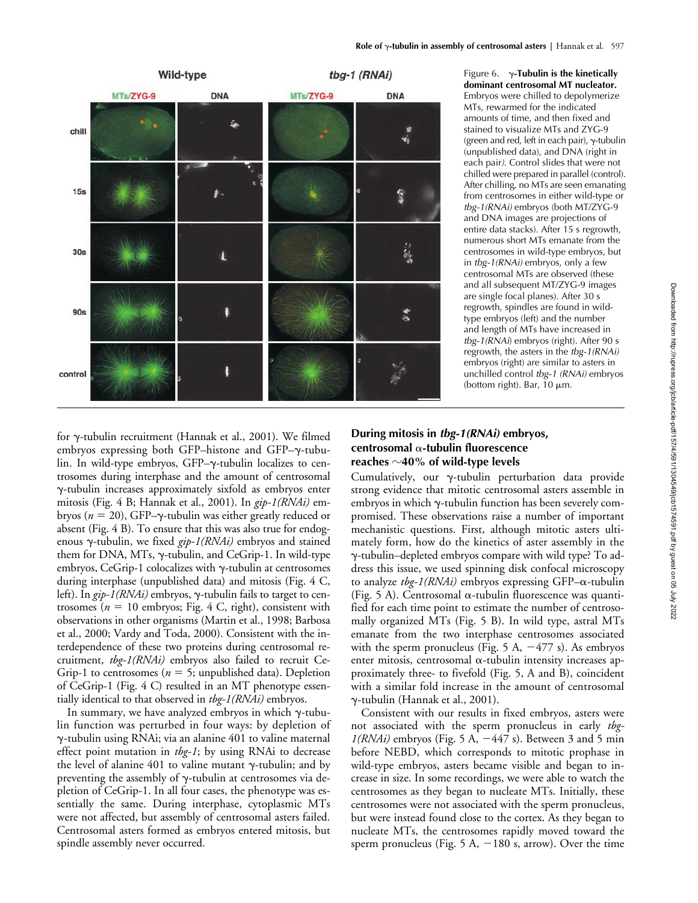Figure 6. **γ-Tubulin is the kinetically dominant centrosomal MT nucleator.** Embryos were chilled to depolymerize MTs, rewarmed for the indicated amounts of time, and then fixed and stained to visualize MTs and ZYG-9 (green and red, left in each pair), γ-tubulin (unpublished data), and DNA (right in each pair). Control slides that were not chilled were prepared in parallel (control). After chilling, no MTs are seen emanating from centrosomes in either wild-type or *tbg-1(RNAi)* embryos (both MT/ZYG-9 and DNA images are projections of entire data stacks). After 15 s regrowth, numerous short MTs emanate from the centrosomes in wild-type embryos, but in *tbg-1(RNAi)* embryos, only a few centrosomal MTs are observed (these and all subsequent MT/ZYG-9 images are single focal planes). After 30 s regrowth, spindles are found in wild-type embryos (left) and the number and length of MTs have increased in *tbg-1(RNAi)* embryos (right). After 90 s regrowth, the asters in the *tbg-1(RNAi)* embryos (right) are similar to asters in unchilled control *tbg-1 (RNAi)* embryos (bottom right). Bar, 10 μm.

for γ-tubulin recruitment (Hannak et al., 2001). We filmed embryos expressing both GFP–histone and GFP–γ-tubulin. In wild-type embryos, GFP–γ-tubulin localizes to centrosomes during interphase and the amount of centrosomal γ-tubulin increases approximately sixfold as embryos enter mitosis (Fig. 4 B; Hannak et al., 2001). In *gip-1(RNAi)* embryos ($n = 20$), GFP–γ-tubulin was either greatly reduced or absent (Fig. 4 B). To ensure that this was also true for endogenous γ-tubulin, we fixed *gip-1(RNAi)* embryos and stained them for DNA, MTs, γ-tubulin, and CeGrip-1. In wild-type embryos, CeGrip-1 colocalizes with γ-tubulin at centrosomes during interphase (unpublished data) and mitosis (Fig. 4 C, left). In *gip-1(RNAi)* embryos, γ-tubulin fails to target to centrosomes ($n = 10$ embryos; Fig. 4 C, right), consistent with observations in other organisms (Martin et al., 1998; Barbosa et al., 2000; Vardy and Toda, 2000). Consistent with the interdependence of these two proteins during centrosomal recruitment, *tbg-1(RNAi)* embryos also failed to recruit CeGrip-1 to centrosomes ($n = 5$; unpublished data). Depletion of CeGrip-1 (Fig. 4 C) resulted in an MT phenotype essentially identical to that observed in *tbg-1(RNAi)* embryos.

In summary, we have analyzed embryos in which γ-tubulin function was perturbed in four ways: by depletion of γ-tubulin using RNAi; via an alanine 401 to valine maternal effect point mutation in *tbg-1*; by using RNAi to decrease the level of alanine 401 to valine mutant γ-tubulin; and by preventing the assembly of γ-tubulin at centrosomes via depletion of CeGrip-1. In all four cases, the phenotype was essentially the same. During interphase, cytoplasmic MTs were not affected, but assembly of centrosomal asters failed. Centrosomal asters formed as embryos entered mitosis, but spindle assembly never occurred.

### During mitosis in *tbg-1(RNAi)* embryos, centrosomal α-tubulin fluorescence reaches ∼40% of wild-type levels

Cumulatively, our γ-tubulin perturbation data provide strong evidence that mitotic centrosomal asters assemble in embryos in which γ-tubulin function has been severely compromised. These observations raise a number of important mechanistic questions. First, although mitotic asters ultimately form, how do the kinetics of aster assembly in the γ-tubulin–depleted embryos compare with wild type? To address this issue, we used spinning disk confocal microscopy to analyze *tbg-1(RNAi)* embryos expressing GFP–α-tubulin (Fig. 5 A). Centrosomal α-tubulin fluorescence was quantified for each time point to estimate the number of centrosomally organized MTs (Fig. 5 B). In wild type, astral MTs emanate from the two interphase centrosomes associated with the sperm pronucleus (Fig. 5 A, −477 s). As embryos enter mitosis, centrosomal α-tubulin intensity increases approximately three- to fivefold (Fig. 5, A and B), coincident with a similar fold increase in the amount of centrosomal γ-tubulin (Hannak et al., 2001).

Consistent with our results in fixed embryos, asters were not associated with the sperm pronucleus in early *tbg-1(RNAi)* embryos (Fig. 5 A, −447 s). Between 3 and 5 min before NEBD, which corresponds to mitotic prophase in wild-type embryos, asters became visible and began to increase in size. In some recordings, we were able to watch the centrosomes as they began to nucleate MTs. Initially, these centrosomes were not associated with the sperm pronucleus, but were instead found close to the cortex. As they began to nucleate MTs, the centrosomes rapidly moved toward the sperm pronucleus (Fig. 5 A, −180 s, arrow). Over the time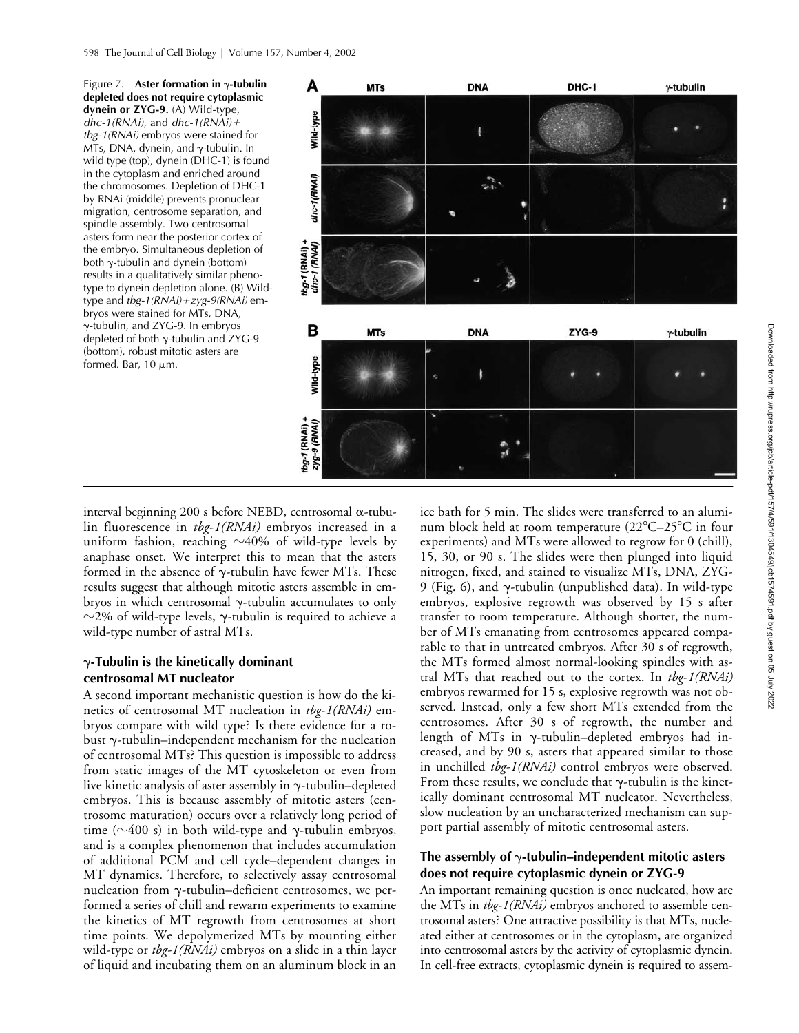Figure 7. **Aster formation in γ-tubulin depleted does not require cytoplasmic dynein or ZYG-9.** (A) Wild-type, *dhc-1(RNAi)*, and *dhc-1(RNAi)+tbg-1(RNAi)* embryos were stained for MTs, DNA, dynein, and γ-tubulin. In wild type (top), dynein (DHC-1) is found in the cytoplasm and enriched around the chromosomes. Depletion of DHC-1 by RNAi (middle) prevents pronuclear migration, centrosome separation, and spindle assembly. Two centrosomal asters form near the posterior cortex of the embryo. Simultaneous depletion of both γ-tubulin and dynein (bottom) results in a qualitatively similar phenotype to dynein depletion alone. (B) Wild-type and *tbg-1(RNAi)+zyg-9(RNAi)* embryos were stained for MTs, DNA, γ-tubulin, and ZYG-9. In embryos depleted of both γ-tubulin and ZYG-9 (bottom), robust mitotic asters are formed. Bar, 10 μm.

interval beginning 200 s before NEBD, centrosomal α-tubulin fluorescence in *tbg-1(RNAi)* embryos increased in a uniform fashion, reaching ~40% of wild-type levels by anaphase onset. We interpret this to mean that the asters formed in the absence of γ-tubulin have fewer MTs. These results suggest that although mitotic asters assemble in embryos in which centrosomal γ-tubulin accumulates to only ~2% of wild-type levels, γ-tubulin is required to achieve a wild-type number of astral MTs.

### γ-Tubulin is the kinetically dominant centrosomal MT nucleator

A second important mechanistic question is how do the kinetics of centrosomal MT nucleation in *tbg-1(RNAi)* embryos compare with wild type? Is there evidence for a robust γ-tubulin–independent mechanism for the nucleation of centrosomal MTs? This question is impossible to address from static images of the MT cytoskeleton or even from live kinetic analysis of aster assembly in γ-tubulin–depleted embryos. This is because assembly of mitotic asters (centrosome maturation) occurs over a relatively long period of time (~400 s) in both wild-type and γ-tubulin embryos, and is a complex phenomenon that includes accumulation of additional PCM and cell cycle–dependent changes in MT dynamics. Therefore, to selectively assay centrosomal nucleation from γ-tubulin–deficient centrosomes, we performed a series of chill and rewarm experiments to examine the kinetics of MT regrowth from centrosomes at short time points. We depolymerized MTs by mounting either wild-type or *tbg-1(RNAi)* embryos on a slide in a thin layer of liquid and incubating them on an aluminum block in an ice bath for 5 min. The slides were transferred to an aluminum block held at room temperature (22°C–25°C in four experiments) and MTs were allowed to regrow for 0 (chill), 15, 30, or 90 s. The slides were then plunged into liquid nitrogen, fixed, and stained to visualize MTs, DNA, ZYG-9 (Fig. 6), and γ-tubulin (unpublished data). In wild-type embryos, explosive regrowth was observed by 15 s after transfer to room temperature. Although shorter, the number of MTs emanating from centrosomes appeared comparable to that in untreated embryos. After 30 s of regrowth, the MTs formed almost normal-looking spindles with astral MTs that reached out to the cortex. In *tbg-1(RNAi)* embryos rewarmed for 15 s, explosive regrowth was not observed. Instead, only a few short MTs extended from the centrosomes. After 30 s of regrowth, the number and length of MTs in γ-tubulin–depleted embryos had increased, and by 90 s, asters that appeared similar to those in unchilled *tbg-1(RNAi)* control embryos were observed. From these results, we conclude that γ-tubulin is the kinetically dominant centrosomal MT nucleator. Nevertheless, slow nucleation by an uncharacterized mechanism can support partial assembly of mitotic centrosomal asters.

### The assembly of γ-tubulin–independent mitotic asters does not require cytoplasmic dynein or ZYG-9

An important remaining question is once nucleated, how are the MTs in *tbg-1(RNAi)* embryos anchored to assemble centrosomal asters? One attractive possibility is that MTs, nucleated either at centrosomes or in the cytoplasm, are organized into centrosomal asters by the activity of cytoplasmic dynein. In cell-free extracts, cytoplasmic dynein is required to assem-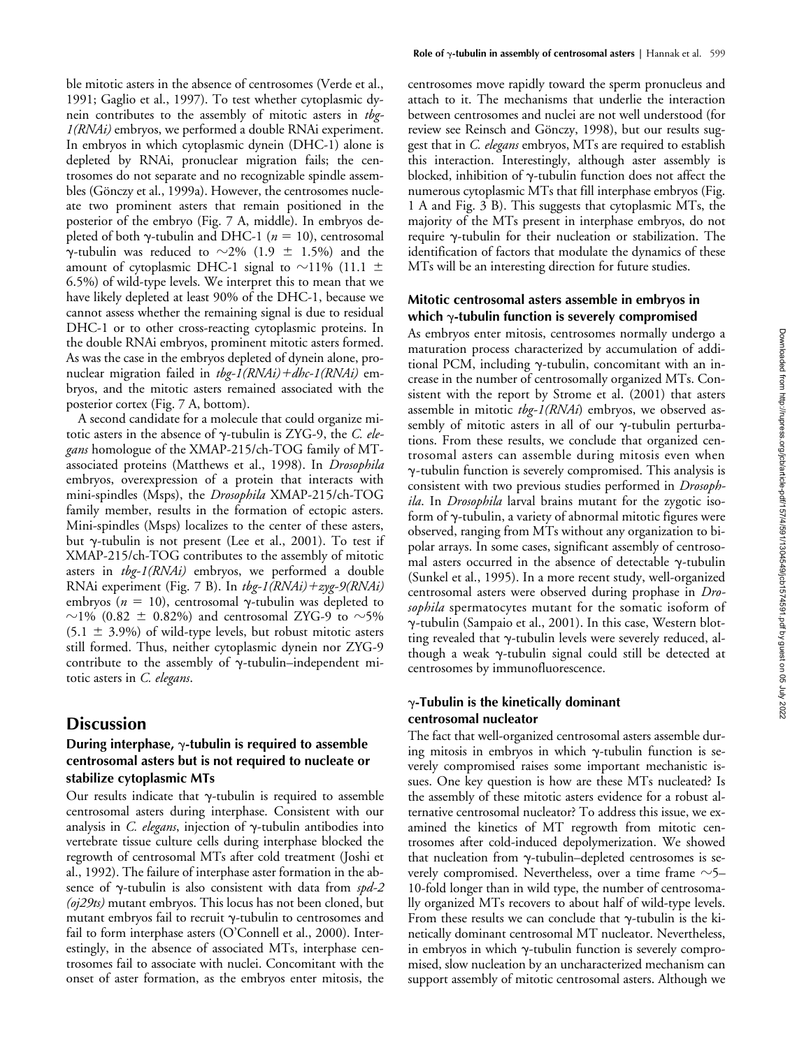ble mitotic asters in the absence of centrosomes (Verde et al., 1991; Gaglio et al., 1997). To test whether cytoplasmic dynein contributes to the assembly of mitotic asters in *tbg-1(RNAi)* embryos, we performed a double RNAi experiment. In embryos in which cytoplasmic dynein (DHC-1) alone is depleted by RNAi, pronuclear migration fails; the centrosomes do not separate and no recognizable spindle assembles (Gönczy et al., 1999a). However, the centrosomes nucleate two prominent asters that remain positioned in the posterior of the embryo (Fig. 7 A, middle). In embryos depleted of both γ-tubulin and DHC-1 ($n = 10$), centrosomal γ-tubulin was reduced to ~2% (1.9 ± 1.5%) and the amount of cytoplasmic DHC-1 signal to ~11% (11.1 ± 6.5%) of wild-type levels. We interpret this to mean that we have likely depleted at least 90% of the DHC-1, because we cannot assess whether the remaining signal is due to residual DHC-1 or to other cross-reacting cytoplasmic proteins. In the double RNAi embryos, prominent mitotic asters formed. As was the case in the embryos depleted of dynein alone, pronuclear migration failed in *tbg-1(RNAi)+dhc-1(RNAi)* embryos, and the mitotic asters remained associated with the posterior cortex (Fig. 7 A, bottom).

A second candidate for a molecule that could organize mitotic asters in the absence of γ-tubulin is ZYG-9, the *C. elegans* homologue of the XMAP-215/ch-TOG family of MT-associated proteins (Matthews et al., 1998). In *Drosophila* embryos, overexpression of a protein that interacts with mini-spindles (Msps), the *Drosophila* XMAP-215/ch-TOG family member, results in the formation of ectopic asters. Mini-spindles (Msps) localizes to the center of these asters, but γ-tubulin is not present (Lee et al., 2001). To test if XMAP-215/ch-TOG contributes to the assembly of mitotic asters in *tbg-1(RNAi)* embryos, we performed a double RNAi experiment (Fig. 7 B). In *tbg-1(RNAi)+zyg-9(RNAi)* embryos ($n = 10$), centrosomal γ-tubulin was depleted to ~1% (0.82 ± 0.82%) and centrosomal ZYG-9 to ~5% (5.1 ± 3.9%) of wild-type levels, but robust mitotic asters still formed. Thus, neither cytoplasmic dynein nor ZYG-9 contribute to the assembly of γ-tubulin–independent mitotic asters in *C. elegans*.

# Discussion

## During interphase, γ-tubulin is required to assemble centrosomal asters but is not required to nucleate or stabilize cytoplasmic MTs

Our results indicate that γ-tubulin is required to assemble centrosomal asters during interphase. Consistent with our analysis in *C. elegans*, injection of γ-tubulin antibodies into vertebrate tissue culture cells during interphase blocked the regrowth of centrosomal MTs after cold treatment (Joshi et al., 1992). The failure of interphase aster formation in the absence of γ-tubulin is also consistent with data from *spd-2 (oj29ts)* mutant embryos. This locus has not been cloned, but mutant embryos fail to recruit γ-tubulin to centrosomes and fail to form interphase asters (O'Connell et al., 2000). Interestingly, in the absence of associated MTs, interphase centrosomes fail to associate with nuclei. Concomitant with the onset of aster formation, as the embryos enter mitosis, the centrosomes move rapidly toward the sperm pronucleus and attach to it. The mechanisms that underlie the interaction between centrosomes and nuclei are not well understood (for review see Reinsch and Gönczy, 1998), but our results suggest that in *C. elegans* embryos, MTs are required to establish this interaction. Interestingly, although aster assembly is blocked, inhibition of γ-tubulin function does not affect the numerous cytoplasmic MTs that fill interphase embryos (Fig. 1 A and Fig. 3 B). This suggests that cytoplasmic MTs, the majority of the MTs present in interphase embryos, do not require γ-tubulin for their nucleation or stabilization. The identification of factors that modulate the dynamics of these MTs will be an interesting direction for future studies.

## Mitotic centrosomal asters assemble in embryos in which γ-tubulin function is severely compromised

As embryos enter mitosis, centrosomes normally undergo a maturation process characterized by accumulation of additional PCM, including γ-tubulin, concomitant with an increase in the number of centrosomally organized MTs. Consistent with the report by Strome et al. (2001) that asters assemble in mitotic *tbg-1(RNAi)* embryos, we observed assembly of mitotic asters in all of our γ-tubulin perturbations. From these results, we conclude that organized centrosomal asters can assemble during mitosis even when γ-tubulin function is severely compromised. This analysis is consistent with two previous studies performed in *Drosophila*. In *Drosophila* larval brains mutant for the zygotic isoform of γ-tubulin, a variety of abnormal mitotic figures were observed, ranging from MTs without any organization to bipolar arrays. In some cases, significant assembly of centrosomal asters occurred in the absence of detectable γ-tubulin (Sunkel et al., 1995). In a more recent study, well-organized centrosomal asters were observed during prophase in *Drosophila* spermatocytes mutant for the somatic isoform of γ-tubulin (Sampaio et al., 2001). In this case, Western blotting revealed that γ-tubulin levels were severely reduced, although a weak γ-tubulin signal could still be detected at centrosomes by immunofluorescence.

## γ-Tubulin is the kinetically dominant centrosomal nucleator

The fact that well-organized centrosomal asters assemble during mitosis in embryos in which γ-tubulin function is severely compromised raises some important mechanistic issues. One key question is how are these MTs nucleated? Is the assembly of these mitotic asters evidence for a robust alternative centrosomal nucleator? To address this issue, we examined the kinetics of MT regrowth from mitotic centrosomes after cold-induced depolymerization. We showed that nucleation from γ-tubulin–depleted centrosomes is severely compromised. Nevertheless, over a time frame ~5–10-fold longer than in wild type, the number of centrosomally organized MTs recovers to about half of wild-type levels. From these results we can conclude that γ-tubulin is the kinetically dominant centrosomal MT nucleator. Nevertheless, in embryos in which γ-tubulin function is severely compromised, slow nucleation by an uncharacterized mechanism can support assembly of mitotic centrosomal asters. Although we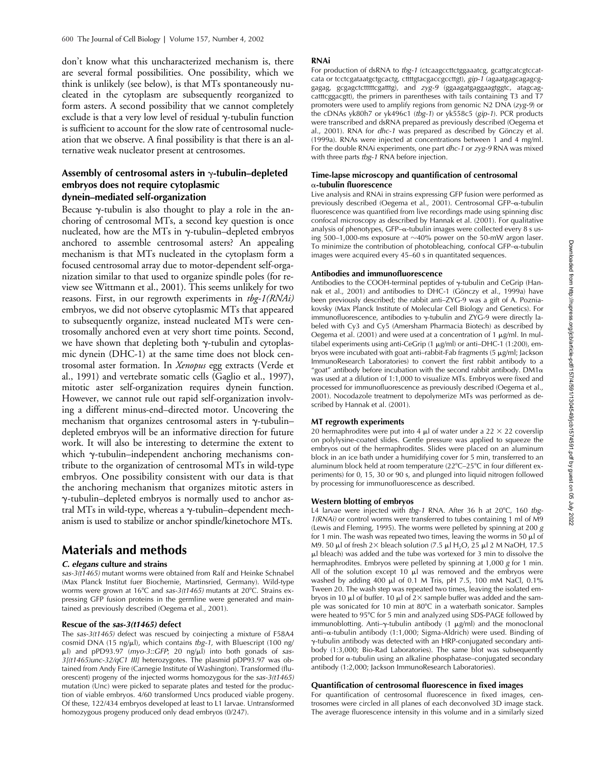don't know what this uncharacterized mechanism is, there are several formal possibilities. One possibility, which we think is unlikely (see below), is that MTs spontaneously nucleated in the cytoplasm are subsequently reorganized to form asters. A second possibility that we cannot completely exclude is that a very low level of residual γ-tubulin function is sufficient to account for the slow rate of centrosomal nucleation that we observe. A final possibility is that there is an alternative weak nucleator present at centrosomes.

### Assembly of centrosomal asters in γ-tubulin–depleted embryos does not require cytoplasmic dynein–mediated self-organization

Because γ-tubulin is also thought to play a role in the anchoring of centrosomal MTs, a second key question is once nucleated, how are the MTs in γ-tubulin–depleted embryos anchored to assemble centrosomal asters? An appealing mechanism is that MTs nucleated in the cytoplasm form a focused centrosomal array due to motor-dependent self-organization similar to that used to organize spindle poles (for review see Wittmann et al., 2001). This seems unlikely for two reasons. First, in our regrowth experiments in *tbg-1(RNAi)* embryos, we did not observe cytoplasmic MTs that appeared to subsequently organize, instead nucleated MTs were centrosomally anchored even at very short time points. Second, we have shown that depleting both γ-tubulin and cytoplasmic dynein (DHC-1) at the same time does not block centrosomal aster formation. In *Xenopus* egg extracts (Verde et al., 1991) and vertebrate somatic cells (Gaglio et al., 1997), mitotic aster self-organization requires dynein function. However, we cannot rule out rapid self-organization involving a different minus-end–directed motor. Uncovering the mechanism that organizes centrosomal asters in γ-tubulin–depleted embryos will be an informative direction for future work. It will also be interesting to determine the extent to which γ-tubulin–independent anchoring mechanisms contribute to the organization of centrosomal MTs in wild-type embryos. One possibility consistent with our data is that the anchoring mechanism that organizes mitotic asters in γ-tubulin–depleted embryos is normally used to anchor astral MTs in wild-type, whereas a γ-tubulin–dependent mechanism is used to stabilize or anchor spindle/kinetochore MTs.

# Materials and methods

### *C. elegans* culture and strains

*sas-3(t1465)* mutant worms were obtained from Ralf and Heinke Schnabel (Max Planck Institut fuer Biochemie, Martinsried, Germany). Wild-type worms were grown at 16°C and *sas-3(t1465)* mutants at 20°C. Strains expressing GFP fusion proteins in the germline were generated and maintained as previously described (Oegema et al., 2001).

### Rescue of the *sas-3(t1465)* defect

The *sas-3(t1465)* defect was rescued by coinjecting a mixture of F58A4 cosmid DNA (15 ng/μl), which contains *tbg-1*, with Bluescript (100 ng/μl) and pPD93.97 (*myo-3::GFP*; 20 ng/μl) into both gonads of *sas-3[(t1465)unc-32/qC1 III]* heterozygotes. The plasmid pDP93.97 was obtained from Andy Fire (Carnegie Institute of Washington). Transformed (fluorescent) progeny of the injected worms homozygous for the *sas-3(t1465)* mutation (Unc) were picked to separate plates and tested for the production of viable embryos. 4/60 transformed Uncs produced viable progeny. Of these, 122/434 embryos developed at least to L1 larvae. Untransformed homozygous progeny produced only dead embryos (0/247).

### RNAi

For production of dsRNA to *tbg-1* (ctcaagccttctggaaatcg, gcattgcatcgtccatcata or tcctcgataatgctgcactg, cttttgtacgaccgccttgt), *gip-1* (agaatgagcagagcggagag, gcgagctctttttcgatttg), and *zyg-9* (ggaagatgaggaagtggtc, atagcagcatttcggacgtt), the primers in parentheses with tails containing T3 and T7 promoters were used to amplify regions from genomic N2 DNA (*zyg-9*) or the cDNAs yk80h7 or yk496c1 (*tbg-1*) or yk558c5 (*gip-1*). PCR products were transcribed and dsRNA prepared as previously described (Oegema et al., 2001). RNA for *dhc-1* was prepared as described by Gönczy et al. (1999a). RNAs were injected at concentrations between 1 and 4 mg/ml. For the double RNAi experiments, one part *dhc-1* or *zyg-9* RNA was mixed with three parts *tbg-1* RNA before injection.

### Time-lapse microscopy and quantification of centrosomal α-tubulin fluorescence

Live analysis and RNAi in strains expressing GFP fusion were performed as previously described (Oegema et al., 2001). Centrosomal GFP–α-tubulin fluorescence was quantified from live recordings made using spinning disc confocal microscopy as described by Hannak et al. (2001). For qualitative analysis of phenotypes, GFP–α-tubulin images were collected every 8 s using 500–1,000-ms exposure at ~40% power on the 50-mW argon laser. To minimize the contribution of photobleaching, confocal GFP–α-tubulin images were acquired every 45–60 s in quantitated sequences.

### Antibodies and immunofluorescence

Antibodies to the COOH-terminal peptides of γ-tubulin and CeGrip (Hannak et al., 2001) and antibodies to DHC-1 (Gönczy et al., 1999a) have been previously described; the rabbit anti–ZYG-9 was a gift of A. Pozniakovsky (Max Planck Institute of Molecular Cell Biology and Genetics). For immunofluorescence, antibodies to γ-tubulin and ZYG-9 were directly labeled with Cy3 and Cy5 (Amersham Pharmacia Biotech) as described by Oegema et al. (2001) and were used at a concentration of 1 μg/ml. In multilabel experiments using anti-CeGrip (1 μg/ml) or anti–DHC-1 (1:200), embryos were incubated with goat anti–rabbit-Fab fragments (5 μg/ml; Jackson ImmunoResearch Laboratories) to convert the first rabbit antibody to a "goat" antibody before incubation with the second rabbit antibody. DM1α was used at a dilution of 1:1,000 to visualize MTs. Embryos were fixed and processed for immunofluorescence as previously described (Oegema et al., 2001). Nocodazole treatment to depolymerize MTs was performed as described by Hannak et al. (2001).

### MT regrowth experiments

20 hermaphrodites were put into 4 μl of water under a 22 × 22 coverslip on polylysine-coated slides. Gentle pressure was applied to squeeze the embryos out of the hermaphrodites. Slides were placed on an aluminum block in an ice bath under a humidifying cover for 5 min, transferred to an aluminum block held at room temperature (22°C–25°C in four different experiments) for 0, 15, 30 or 90 s, and plunged into liquid nitrogen followed by processing for immunofluorescence as described.

### Western blotting of embryos

L4 larvae were injected with *tbg-1* RNA. After 36 h at 20°C, 160 *tbg-1(RNAi)* or control worms were transferred to tubes containing 1 ml of M9 (Lewis and Fleming, 1995). The worms were pelleted by spinning at 200 *g* for 1 min. The wash was repeated two times, leaving the worms in 50 μl of M9. 50 μl of fresh 2× bleach solution (7.5 μl $H_2O$, 25 μl 2 M NaOH, 17.5 μl bleach) was added and the tube was vortexed for 3 min to dissolve the hermaphrodites. Embryos were pelleted by spinning at 1,000 *g* for 1 min. All of the solution except 10 μl was removed and the embryos were washed by adding 400 μl of 0.1 M Tris, pH 7.5, 100 mM NaCl, 0.1% Tween 20. The wash step was repeated two times, leaving the isolated embryos in 10 μl of buffer. 10 μl of 2× sample buffer was added and the sample was sonicated for 10 min at 80°C in a waterbath sonicator. Samples were heated to 95°C for 5 min and analyzed using SDS-PAGE followed by immunoblotting. Anti–γ-tubulin antibody (1 μg/ml) and the monoclonal anti–α-tubulin antibody (1:1,000; Sigma-Aldrich) were used. Binding of γ-tubulin antibody was detected with an HRP-conjugated secondary antibody (1:3,000; Bio-Rad Laboratories). The same blot was subsequently probed for α-tubulin using an alkaline phosphatase–conjugated secondary antibody (1:2,000; Jackson ImmunoResearch Laboratories).

### Quantification of centrosomal fluorescence in fixed images

For quantification of centrosomal fluorescence in fixed images, centrosomes were circled in all planes of each deconvolved 3D image stack. The average fluorescence intensity in this volume and in a similarly sized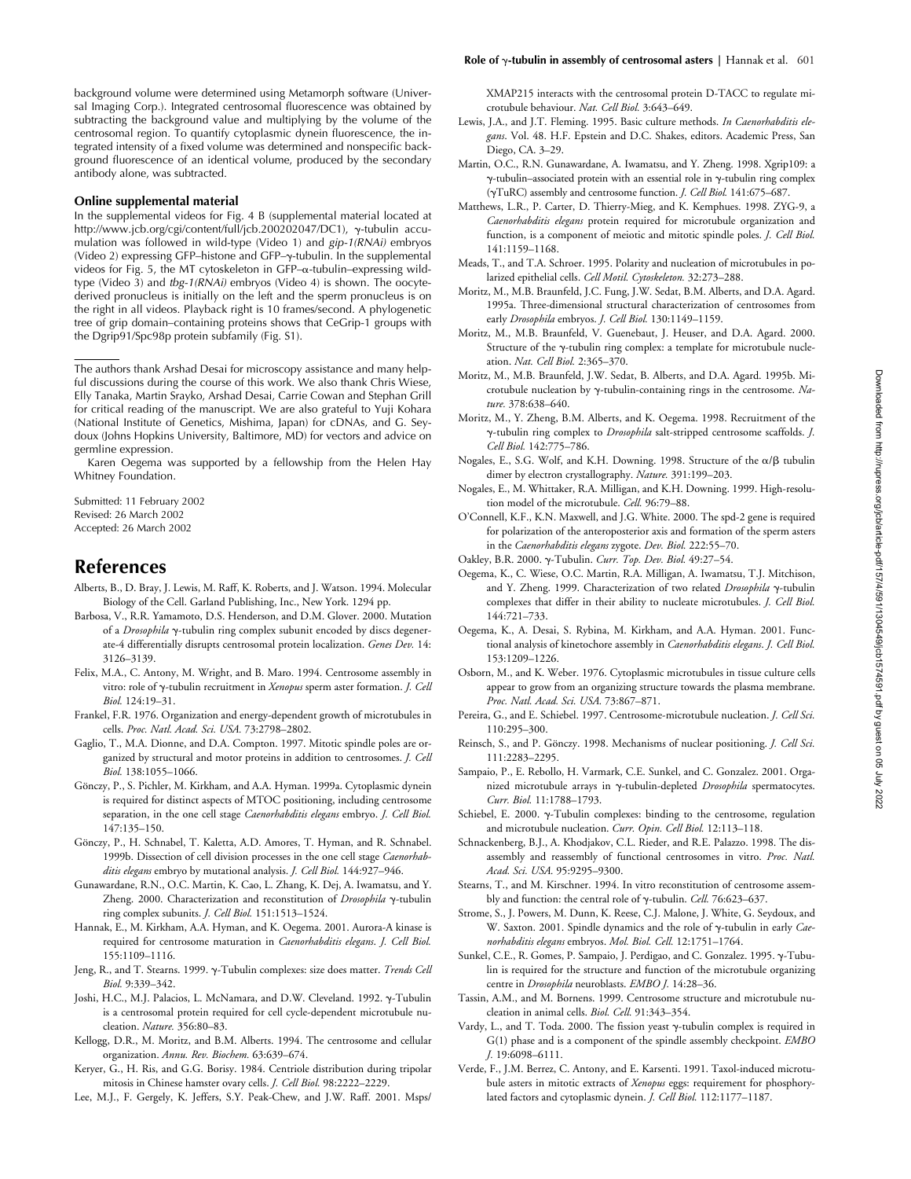background volume were determined using Metamorph software (Universal Imaging Corp.). Integrated centrosomal fluorescence was obtained by subtracting the background value and multiplying by the volume of the centrosomal region. To quantify cytoplasmic dynein fluorescence, the integrated intensity of a fixed volume was determined and nonspecific background fluorescence of an identical volume, produced by the secondary antibody alone, was subtracted.

### Online supplemental material

In the supplemental videos for Fig. 4 B (supplemental material located at http://www.jcb.org/cgi/content/full/jcb.200202047/DC1), γ-tubulin accumulation was followed in wild-type (Video 1) and *gip-1(RNAi)* embryos (Video 2) expressing GFP–histone and GFP–γ-tubulin. In the supplemental videos for Fig. 5, the MT cytoskeleton in GFP–α-tubulin–expressing wild-type (Video 3) and *tbg-1(RNAi)* embryos (Video 4) is shown. The oocyte-derived pronucleus is initially on the left and the sperm pronucleus is on the right in all videos. Playback right is 10 frames/second. A phylogenetic tree of grip domain–containing proteins shows that CeGrip-1 groups with the Dgrip91/Spc98p protein subfamily (Fig. S1).

The authors thank Arshad Desai for microscopy assistance and many helpful discussions during the course of this work. We also thank Chris Wiese, Elly Tanaka, Martin Srayko, Arshad Desai, Carrie Cowan and Stephan Grill for critical reading of the manuscript. We are also grateful to Yuji Kohara (National Institute of Genetics, Mishima, Japan) for cDNAs, and G. Seydoux (Johns Hopkins University, Baltimore, MD) for vectors and advice on germline expression.

Karen Oegema was supported by a fellowship from the Helen Hay Whitney Foundation.

Submitted: 11 February 2002
Revised: 26 March 2002
Accepted: 26 March 2002

# References

Alberts, B., D. Bray, J. Lewis, M. Raff, K. Roberts, and J. Watson. 1994. Molecular Biology of the Cell. Garland Publishing, Inc., New York. 1294 pp.

Barbosa, V., R.R. Yamamoto, D.S. Henderson, and D.M. Glover. 2000. Mutation of a *Drosophila* γ-tubulin ring complex subunit encoded by discs degenerate-4 differentially disrupts centrosomal protein localization. *Genes Dev.* 14:3126–3139.

Felix, M.A., C. Antony, M. Wright, and B. Maro. 1994. Centrosome assembly in vitro: role of γ-tubulin recruitment in *Xenopus* sperm aster formation. *J. Cell Biol.* 124:19–31.

Frankel, F.R. 1976. Organization and energy-dependent growth of microtubules in cells. *Proc. Natl. Acad. Sci. USA.* 73:2798–2802.

Gaglio, T., M.A. Dionne, and D.A. Compton. 1997. Mitotic spindle poles are organized by structural and motor proteins in addition to centrosomes. *J. Cell Biol.* 138:1055–1066.

Gönczy, P., S. Pichler, M. Kirkham, and A.A. Hyman. 1999a. Cytoplasmic dynein is required for distinct aspects of MTOC positioning, including centrosome separation, in the one cell stage *Caenorhabditis elegans* embryo. *J. Cell Biol.* 147:135–150.

Gönczy, P., H. Schnabel, T. Kaletta, A.D. Amores, T. Hyman, and R. Schnabel. 1999b. Dissection of cell division processes in the one cell stage *Caenorhabditis elegans* embryo by mutational analysis. *J. Cell Biol.* 144:927–946.

Gunawardane, R.N., O.C. Martin, K. Cao, L. Zhang, K. Dej, A. Iwamatsu, and Y. Zheng. 2000. Characterization and reconstitution of *Drosophila* γ-tubulin ring complex subunits. *J. Cell Biol.* 151:1513–1524.

Hannak, E., M. Kirkham, A.A. Hyman, and K. Oegema. 2001. Aurora-A kinase is required for centrosome maturation in *Caenorhabditis elegans*. *J. Cell Biol.* 155:1109–1116.

Jeng, R., and T. Stearns. 1999. γ-Tubulin complexes: size does matter. *Trends Cell Biol.* 9:339–342.

Joshi, H.C., M.J. Palacios, L. McNamara, and D.W. Cleveland. 1992. γ-Tubulin is a centrosomal protein required for cell cycle-dependent microtubule nucleation. *Nature.* 356:80–83.

Kellogg, D.R., M. Moritz, and B.M. Alberts. 1994. The centrosome and cellular organization. *Annu. Rev. Biochem.* 63:639–674.

Keryer, G., H. Ris, and G.G. Borisy. 1984. Centriole distribution during tripolar mitosis in Chinese hamster ovary cells. *J. Cell Biol.* 98:2222–2229.

Lee, M.J., F. Gergely, K. Jeffers, S.Y. Peak-Chew, and J.W. Raff. 2001. Msps/XMAP215 interacts with the centrosomal protein D-TACC to regulate microtubule behaviour. *Nat. Cell Biol.* 3:643–649.

Lewis, J.A., and J.T. Fleming. 1995. Basic culture methods. *In Caenorhabditis elegans*. Vol. 48. H.F. Epstein and D.C. Shakes, editors. Academic Press, San Diego, CA. 3–29.

Martin, O.C., R.N. Gunawardane, A. Iwamatsu, and Y. Zheng. 1998. Xgrip109: a γ-tubulin–associated protein with an essential role in γ-tubulin ring complex (γTuRC) assembly and centrosome function. *J. Cell Biol.* 141:675–687.

Matthews, L.R., P. Carter, D. Thierry-Mieg, and K. Kemphues. 1998. ZYG-9, a *Caenorhabditis elegans* protein required for microtubule organization and function, is a component of meiotic and mitotic spindle poles. *J. Cell Biol.* 141:1159–1168.

Meads, T., and T.A. Schroer. 1995. Polarity and nucleation of microtubules in polarized epithelial cells. *Cell Motil. Cytoskeleton.* 32:273–288.

Moritz, M., M.B. Braunfeld, J.C. Fung, J.W. Sedat, B.M. Alberts, and D.A. Agard. 1995a. Three-dimensional structural characterization of centrosomes from early *Drosophila* embryos. *J. Cell Biol.* 130:1149–1159.

Moritz, M., M.B. Braunfeld, V. Guenebaut, J. Heuser, and D.A. Agard. 2000. Structure of the γ-tubulin ring complex: a template for microtubule nucleation. *Nat. Cell Biol.* 2:365–370.

Moritz, M., M.B. Braunfeld, J.W. Sedat, B. Alberts, and D.A. Agard. 1995b. Microtubule nucleation by γ-tubulin-containing rings in the centrosome. *Nature.* 378:638–640.

Moritz, M., Y. Zheng, B.M. Alberts, and K. Oegema. 1998. Recruitment of the γ-tubulin ring complex to *Drosophila* salt-stripped centrosome scaffolds. *J. Cell Biol.* 142:775–786.

Nogales, E., S.G. Wolf, and K.H. Downing. 1998. Structure of the α/β tubulin dimer by electron crystallography. *Nature.* 391:199–203.

Nogales, E., M. Whittaker, R.A. Milligan, and K.H. Downing. 1999. High-resolution model of the microtubule. *Cell.* 96:79–88.

O'Connell, K.F., K.N. Maxwell, and J.G. White. 2000. The spd-2 gene is required for polarization of the anteroposterior axis and formation of the sperm asters in the *Caenorhabditis elegans* zygote. *Dev. Biol.* 222:55–70.

Oakley, B.R. 2000. γ-Tubulin. *Curr. Top. Dev. Biol.* 49:27–54.

Oegema, K., C. Wiese, O.C. Martin, R.A. Milligan, A. Iwamatsu, T.J. Mitchison, and Y. Zheng. 1999. Characterization of two related *Drosophila* γ-tubulin complexes that differ in their ability to nucleate microtubules. *J. Cell Biol.* 144:721–733.

Oegema, K., A. Desai, S. Rybina, M. Kirkham, and A.A. Hyman. 2001. Functional analysis of kinetochore assembly in *Caenorhabditis elegans*. *J. Cell Biol.* 153:1209–1226.

Osborn, M., and K. Weber. 1976. Cytoplasmic microtubules in tissue culture cells appear to grow from an organizing structure towards the plasma membrane. *Proc. Natl. Acad. Sci. USA.* 73:867–871.

Pereira, G., and E. Schiebel. 1997. Centrosome-microtubule nucleation. *J. Cell Sci.* 110:295–300.

Reinsch, S., and P. Gönczy. 1998. Mechanisms of nuclear positioning. *J. Cell Sci.* 111:2283–2295.

Sampaio, P., E. Rebollo, H. Varmark, C.E. Sunkel, and C. Gonzalez. 2001. Organized microtubule arrays in γ-tubulin-depleted *Drosophila* spermatocytes. *Curr. Biol.* 11:1788–1793.

Schiebel, E. 2000. γ-Tubulin complexes: binding to the centrosome, regulation and microtubule nucleation. *Curr. Opin. Cell Biol.* 12:113–118.

Schnackenberg, B.J., A. Khodjakov, C.L. Rieder, and R.E. Palazzo. 1998. The disassembly and reassembly of functional centrosomes in vitro. *Proc. Natl. Acad. Sci. USA.* 95:9295–9300.

Stearns, T., and M. Kirschner. 1994. In vitro reconstitution of centrosome assembly and function: the central role of γ-tubulin. *Cell.* 76:623–637.

Strome, S., J. Powers, M. Dunn, K. Reese, C.J. Malone, J. White, G. Seydoux, and W. Saxton. 2001. Spindle dynamics and the role of γ-tubulin in early *Caenorhabditis elegans* embryos. *Mol. Biol. Cell.* 12:1751–1764.

Sunkel, C.E., R. Gomes, P. Sampaio, J. Perdigao, and C. Gonzalez. 1995. γ-Tubulin is required for the structure and function of the microtubule organizing centre in *Drosophila* neuroblasts. *EMBO J.* 14:28–36.

Tassin, A.M., and M. Bornens. 1999. Centrosome structure and microtubule nucleation in animal cells. *Biol. Cell.* 91:343–354.

Vardy, L., and T. Toda. 2000. The fission yeast γ-tubulin complex is required in G(1) phase and is a component of the spindle assembly checkpoint. *EMBO J.* 19:6098–6111.

Verde, F., J.M. Berrez, C. Antony, and E. Karsenti. 1991. Taxol-induced microtubule asters in mitotic extracts of *Xenopus* eggs: requirement for phosphorylated factors and cytoplasmic dynein. *J. Cell Biol.* 112:1177–1187.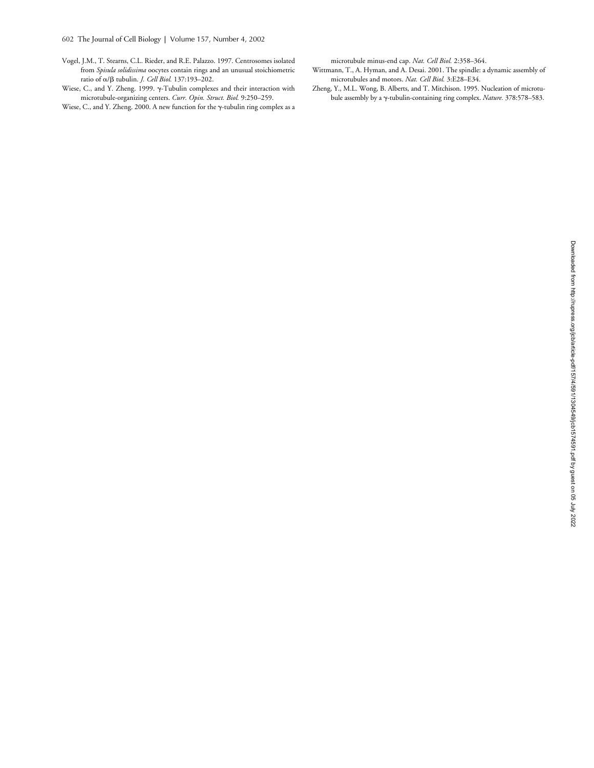Vogel, J.M., T. Stearns, C.L. Rieder, and R.E. Palazzo. 1997. Centrosomes isolated from *Spisula solidissima* oocytes contain rings and an unusual stoichiometric ratio of α/β tubulin. *J. Cell Biol.* 137:193–202.

Wiese, C., and Y. Zheng. 1999. γ-Tubulin complexes and their interaction with microtubule-organizing centers. *Curr. Opin. Struct. Biol.* 9:250–259.

Wiese, C., and Y. Zheng. 2000. A new function for the γ-tubulin ring complex as a microtubule minus-end cap. *Nat. Cell Biol.* 2:358–364.

Wittmann, T., A. Hyman, and A. Desai. 2001. The spindle: a dynamic assembly of microtubules and motors. *Nat. Cell Biol.* 3:E28–E34.

Zheng, Y., M.L. Wong, B. Alberts, and T. Mitchison. 1995. Nucleation of microtubule assembly by a γ-tubulin-containing ring complex. *Nature.* 378:578–583.